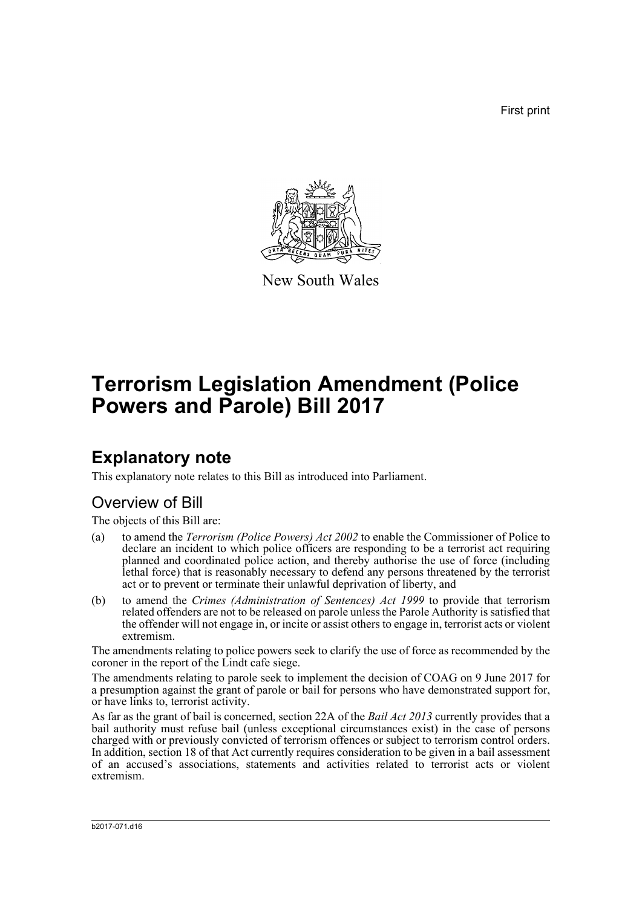First print

New South Wales

# Terrorism Legislation Amendment (Police Powers and Parole) Bill 2017

## Explanatory note

This explanatory note relates to this Bill as introduced into Parliament.

### Overview of Bill

The objects of this Bill are:

(a) to amend the *Terrorism (Police Powers) Act 2002* to enable the Commissioner of Police to declare an incident to which police officers are responding to be a terrorist act requiring planned and coordinated police action, and thereby authorise the use of force (including lethal force) that is reasonably necessary to defend any persons threatened by the terrorist act or to prevent or terminate their unlawful deprivation of liberty, and

(b) to amend the *Crimes (Administration of Sentences) Act 1999* to provide that terrorism related offenders are not to be released on parole unless the Parole Authority is satisfied that the offender will not engage in, or incite or assist others to engage in, terrorist acts or violent extremism.

The amendments relating to police powers seek to clarify the use of force as recommended by the coroner in the report of the Lindt cafe siege.

The amendments relating to parole seek to implement the decision of COAG on 9 June 2017 for a presumption against the grant of parole or bail for persons who have demonstrated support for, or have links to, terrorist activity.

As far as the grant of bail is concerned, section 22A of the *Bail Act 2013* currently provides that a bail authority must refuse bail (unless exceptional circumstances exist) in the case of persons charged with or previously convicted of terrorism offences or subject to terrorism control orders. In addition, section 18 of that Act currently requires consideration to be given in a bail assessment of an accused's associations, statements and activities related to terrorist acts or violent extremism.

b2017-071.d16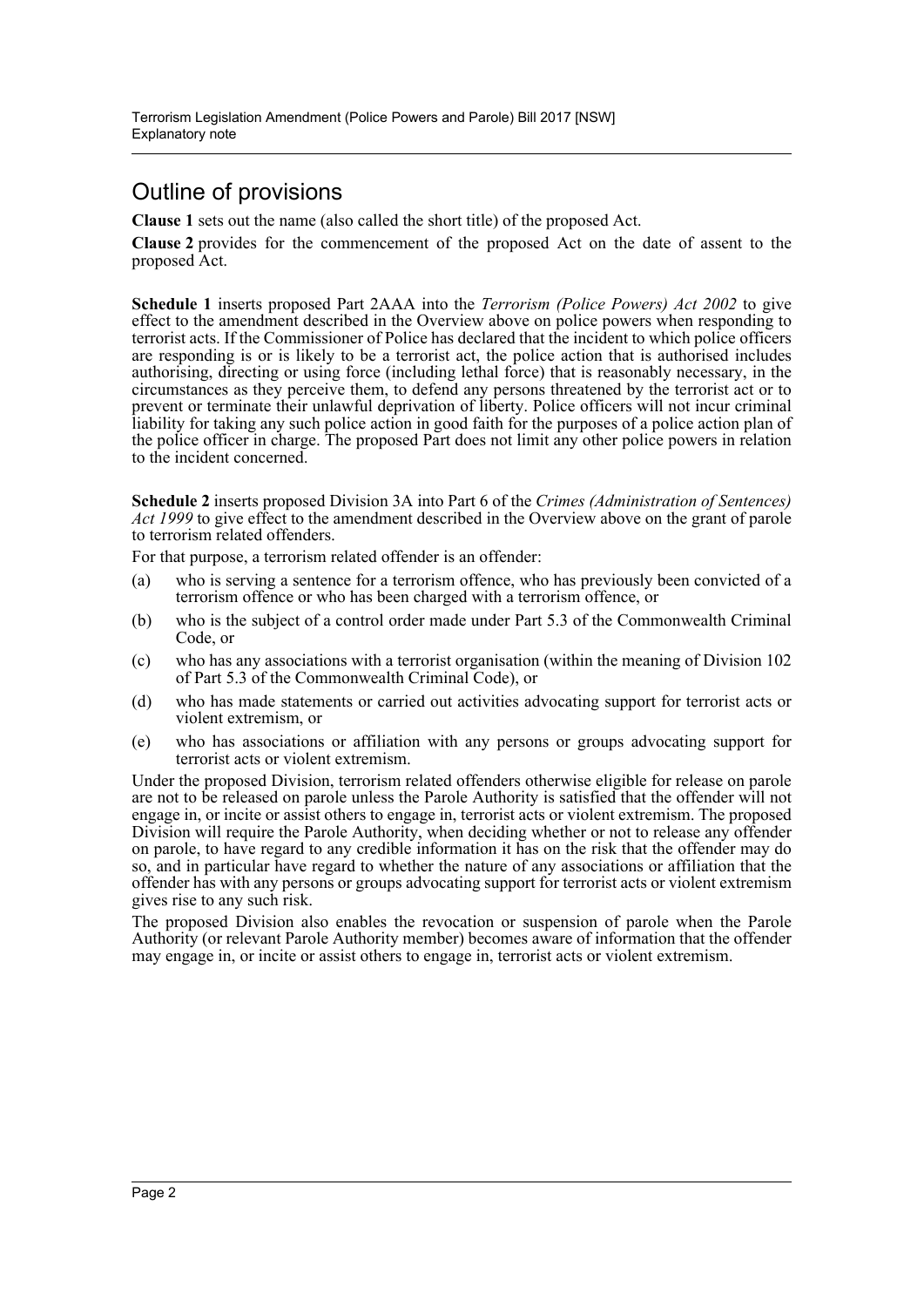## Outline of provisions

**Clause 1** sets out the name (also called the short title) of the proposed Act.

**Clause 2** provides for the commencement of the proposed Act on the date of assent to the proposed Act.

**Schedule 1** inserts proposed Part 2AAA into the *Terrorism (Police Powers) Act 2002* to give effect to the amendment described in the Overview above on police powers when responding to terrorist acts. If the Commissioner of Police has declared that the incident to which police officers are responding is or is likely to be a terrorist act, the police action that is authorised includes authorising, directing or using force (including lethal force) that is reasonably necessary, in the circumstances as they perceive them, to defend any persons threatened by the terrorist act or to prevent or terminate their unlawful deprivation of liberty. Police officers will not incur criminal liability for taking any such police action in good faith for the purposes of a police action plan of the police officer in charge. The proposed Part does not limit any other police powers in relation to the incident concerned.

**Schedule 2** inserts proposed Division 3A into Part 6 of the *Crimes (Administration of Sentences) Act 1999* to give effect to the amendment described in the Overview above on the grant of parole to terrorism related offenders.

For that purpose, a terrorism related offender is an offender:

(a) who is serving a sentence for a terrorism offence, who has previously been convicted of a terrorism offence or who has been charged with a terrorism offence, or

(b) who is the subject of a control order made under Part 5.3 of the Commonwealth Criminal Code, or

(c) who has any associations with a terrorist organisation (within the meaning of Division 102 of Part 5.3 of the Commonwealth Criminal Code), or

(d) who has made statements or carried out activities advocating support for terrorist acts or violent extremism, or

(e) who has associations or affiliation with any persons or groups advocating support for terrorist acts or violent extremism.

Under the proposed Division, terrorism related offenders otherwise eligible for release on parole are not to be released on parole unless the Parole Authority is satisfied that the offender will not engage in, or incite or assist others to engage in, terrorist acts or violent extremism. The proposed Division will require the Parole Authority, when deciding whether or not to release any offender on parole, to have regard to any credible information it has on the risk that the offender may do so, and in particular have regard to whether the nature of any associations or affiliation that the offender has with any persons or groups advocating support for terrorist acts or violent extremism gives rise to any such risk.

The proposed Division also enables the revocation or suspension of parole when the Parole Authority (or relevant Parole Authority member) becomes aware of information that the offender may engage in, or incite or assist others to engage in, terrorist acts or violent extremism.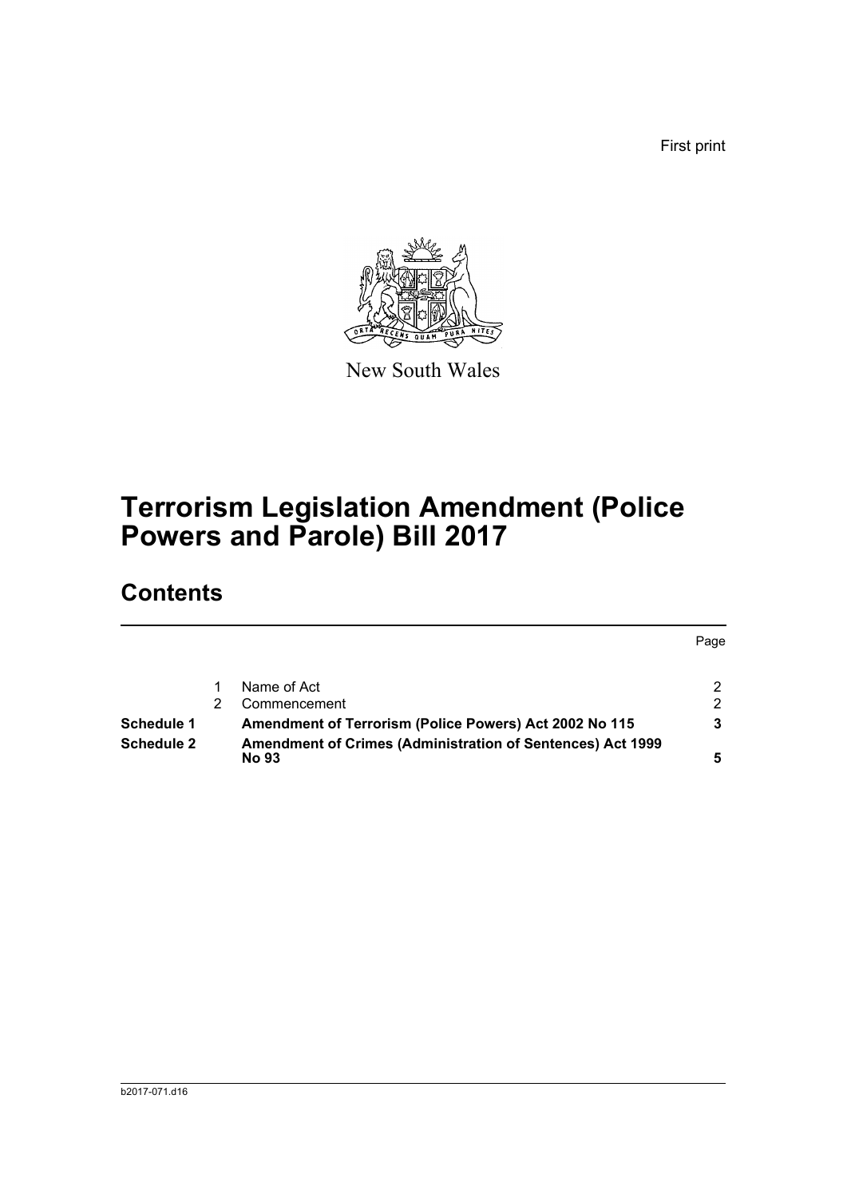First print

New South Wales

# Terrorism Legislation Amendment (Police Powers and Parole) Bill 2017

## Contents

| | | | Page |
|---|---|---|---|
| | 1 | Name of Act | 2 |
| | 2 | Commencement | 2 |
| **Schedule 1** | | **Amendment of Terrorism (Police Powers) Act 2002 No 115** | **3** |
| **Schedule 2** | | **Amendment of Crimes (Administration of Sentences) Act 1999 No 93** | **5** |

b2017-071.d16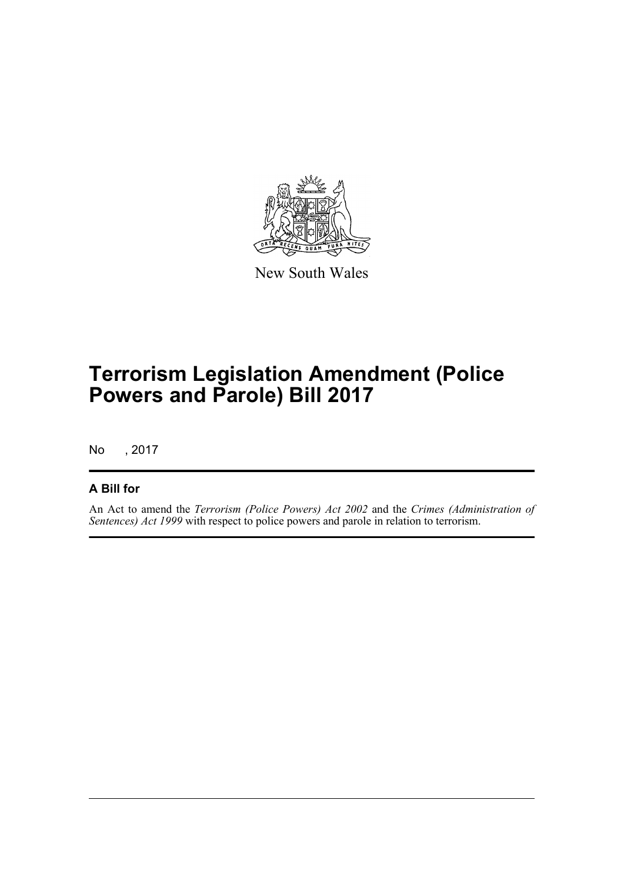New South Wales

# Terrorism Legislation Amendment (Police Powers and Parole) Bill 2017

No , 2017

## A Bill for

An Act to amend the *Terrorism (Police Powers) Act 2002* and the *Crimes (Administration of Sentences) Act 1999* with respect to police powers and parole in relation to terrorism.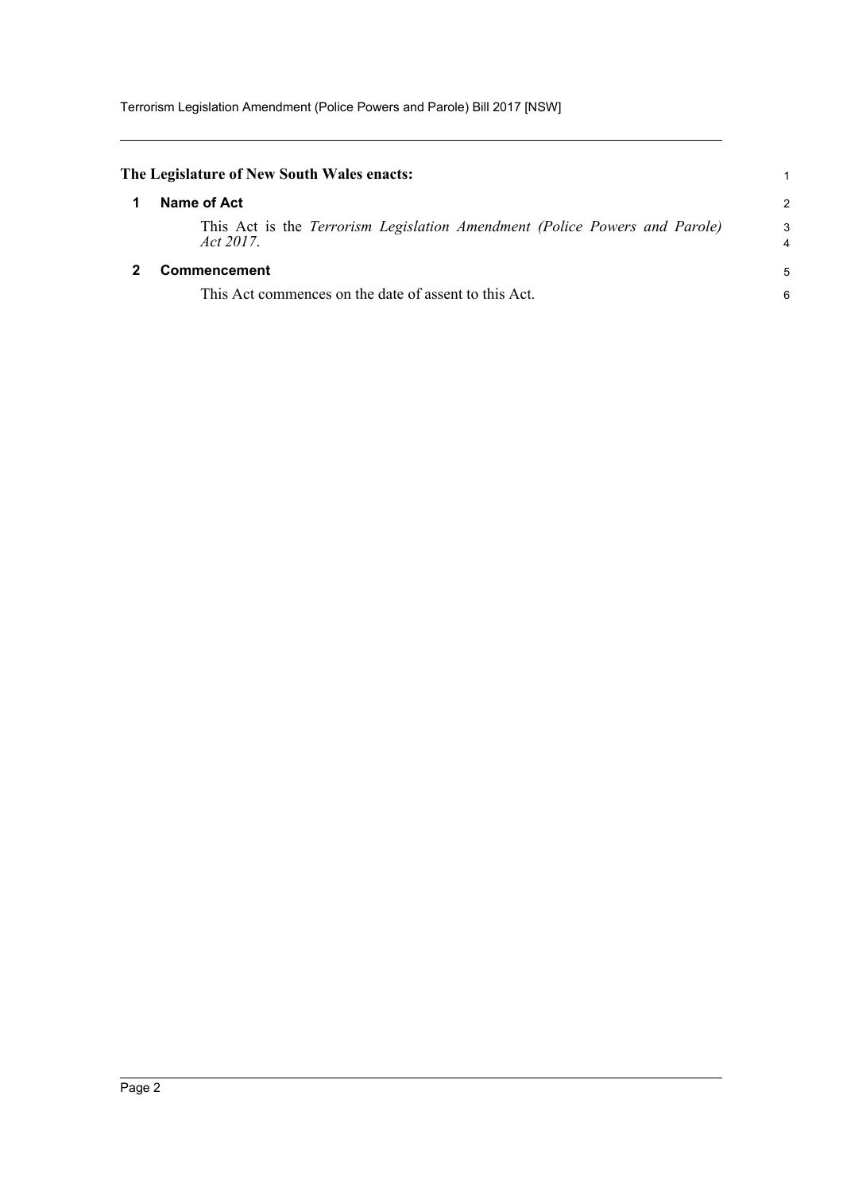**The Legislature of New South Wales enacts:**

## 1 Name of Act

This Act is the *Terrorism Legislation Amendment (Police Powers and Parole) Act 2017*.

## 2 Commencement

This Act commences on the date of assent to this Act.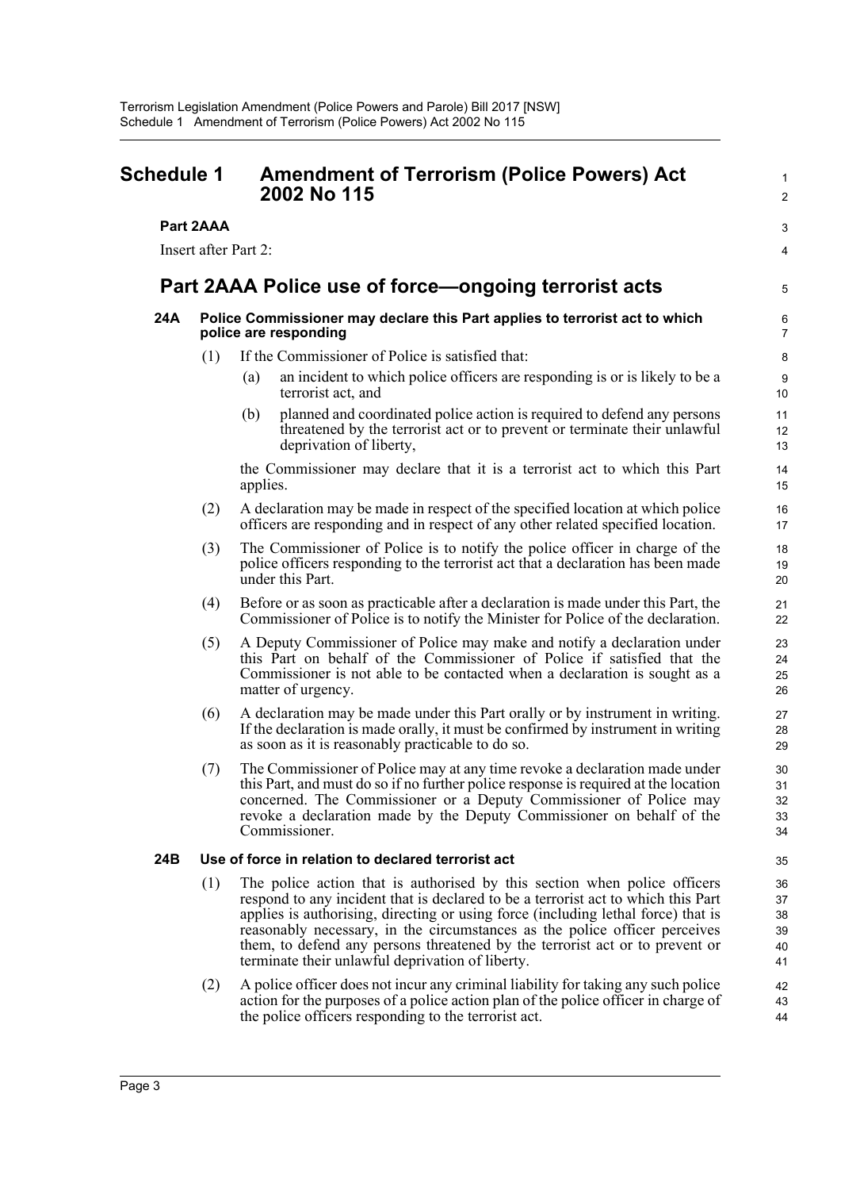# Schedule 1 Amendment of Terrorism (Police Powers) Act 2002 No 115

**Part 2AAA**

Insert after Part 2:

## Part 2AAA Police use of force—ongoing terrorist acts

### 24A Police Commissioner may declare this Part applies to terrorist act to which police are responding

(1) If the Commissioner of Police is satisfied that:

(a) an incident to which police officers are responding is or is likely to be a terrorist act, and

(b) planned and coordinated police action is required to defend any persons threatened by the terrorist act or to prevent or terminate their unlawful deprivation of liberty,

the Commissioner may declare that it is a terrorist act to which this Part applies.

(2) A declaration may be made in respect of the specified location at which police officers are responding and in respect of any other related specified location.

(3) The Commissioner of Police is to notify the police officer in charge of the police officers responding to the terrorist act that a declaration has been made under this Part.

(4) Before or as soon as practicable after a declaration is made under this Part, the Commissioner of Police is to notify the Minister for Police of the declaration.

(5) A Deputy Commissioner of Police may make and notify a declaration under this Part on behalf of the Commissioner of Police if satisfied that the Commissioner is not able to be contacted when a declaration is sought as a matter of urgency.

(6) A declaration may be made under this Part orally or by instrument in writing. If the declaration is made orally, it must be confirmed by instrument in writing as soon as it is reasonably practicable to do so.

(7) The Commissioner of Police may at any time revoke a declaration made under this Part, and must do so if no further police response is required at the location concerned. The Commissioner or a Deputy Commissioner of Police may revoke a declaration made by the Deputy Commissioner on behalf of the Commissioner.

### 24B Use of force in relation to declared terrorist act

(1) The police action that is authorised by this section when police officers respond to any incident that is declared to be a terrorist act to which this Part applies is authorising, directing or using force (including lethal force) that is reasonably necessary, in the circumstances as the police officer perceives them, to defend any persons threatened by the terrorist act or to prevent or terminate their unlawful deprivation of liberty.

(2) A police officer does not incur any criminal liability for taking any such police action for the purposes of a police action plan of the police officer in charge of the police officers responding to the terrorist act.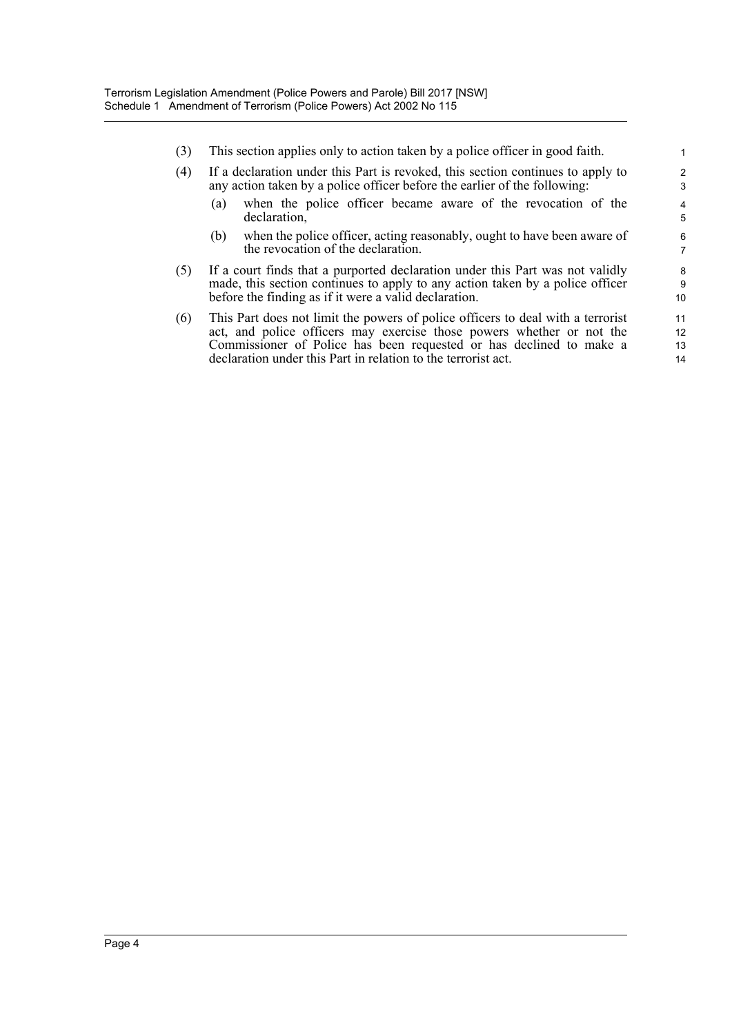(3) This section applies only to action taken by a police officer in good faith.

(4) If a declaration under this Part is revoked, this section continues to apply to any action taken by a police officer before the earlier of the following:

(a) when the police officer became aware of the revocation of the declaration,

(b) when the police officer, acting reasonably, ought to have been aware of the revocation of the declaration.

(5) If a court finds that a purported declaration under this Part was not validly made, this section continues to apply to any action taken by a police officer before the finding as if it were a valid declaration.

(6) This Part does not limit the powers of police officers to deal with a terrorist act, and police officers may exercise those powers whether or not the Commissioner of Police has been requested or has declined to make a declaration under this Part in relation to the terrorist act.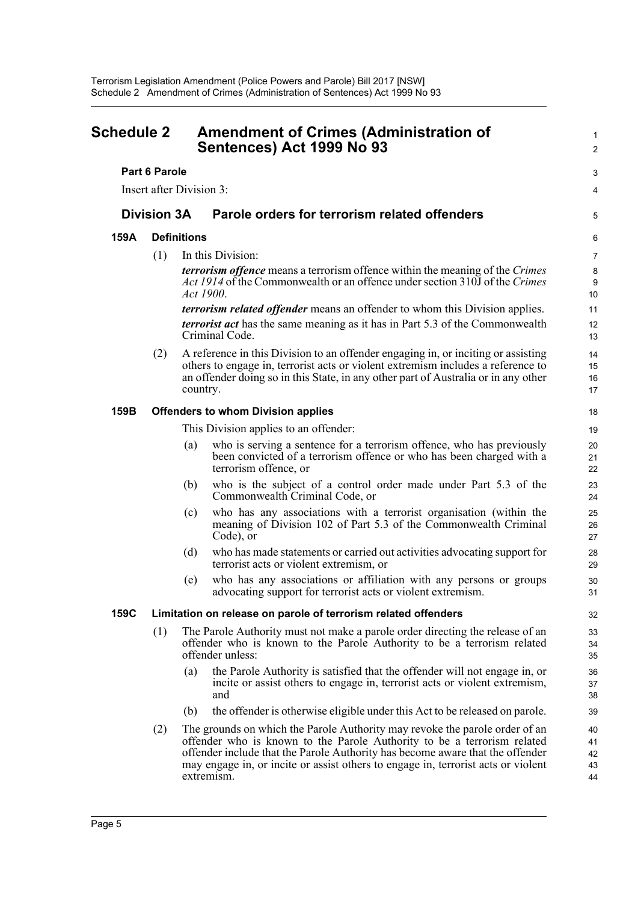# Schedule 2 Amendment of Crimes (Administration of Sentences) Act 1999 No 93

**Part 6 Parole**

Insert after Division 3:

## Division 3A Parole orders for terrorism related offenders

### 159A Definitions

(1) In this Division:

***terrorism offence*** means a terrorism offence within the meaning of the *Crimes Act 1914* of the Commonwealth or an offence under section 310J of the *Crimes Act 1900*.

***terrorism related offender*** means an offender to whom this Division applies.

***terrorist act*** has the same meaning as it has in Part 5.3 of the Commonwealth Criminal Code.

(2) A reference in this Division to an offender engaging in, or inciting or assisting others to engage in, terrorist acts or violent extremism includes a reference to an offender doing so in this State, in any other part of Australia or in any other country.

### 159B Offenders to whom Division applies

This Division applies to an offender:

(a) who is serving a sentence for a terrorism offence, who has previously been convicted of a terrorism offence or who has been charged with a terrorism offence, or

(b) who is the subject of a control order made under Part 5.3 of the Commonwealth Criminal Code, or

(c) who has any associations with a terrorist organisation (within the meaning of Division 102 of Part 5.3 of the Commonwealth Criminal Code), or

(d) who has made statements or carried out activities advocating support for terrorist acts or violent extremism, or

(e) who has any associations or affiliation with any persons or groups advocating support for terrorist acts or violent extremism.

### 159C Limitation on release on parole of terrorism related offenders

(1) The Parole Authority must not make a parole order directing the release of an offender who is known to the Parole Authority to be a terrorism related offender unless:

(a) the Parole Authority is satisfied that the offender will not engage in, or incite or assist others to engage in, terrorist acts or violent extremism, and

(b) the offender is otherwise eligible under this Act to be released on parole.

(2) The grounds on which the Parole Authority may revoke the parole order of an offender who is known to the Parole Authority to be a terrorism related offender include that the Parole Authority has become aware that the offender may engage in, or incite or assist others to engage in, terrorist acts or violent extremism.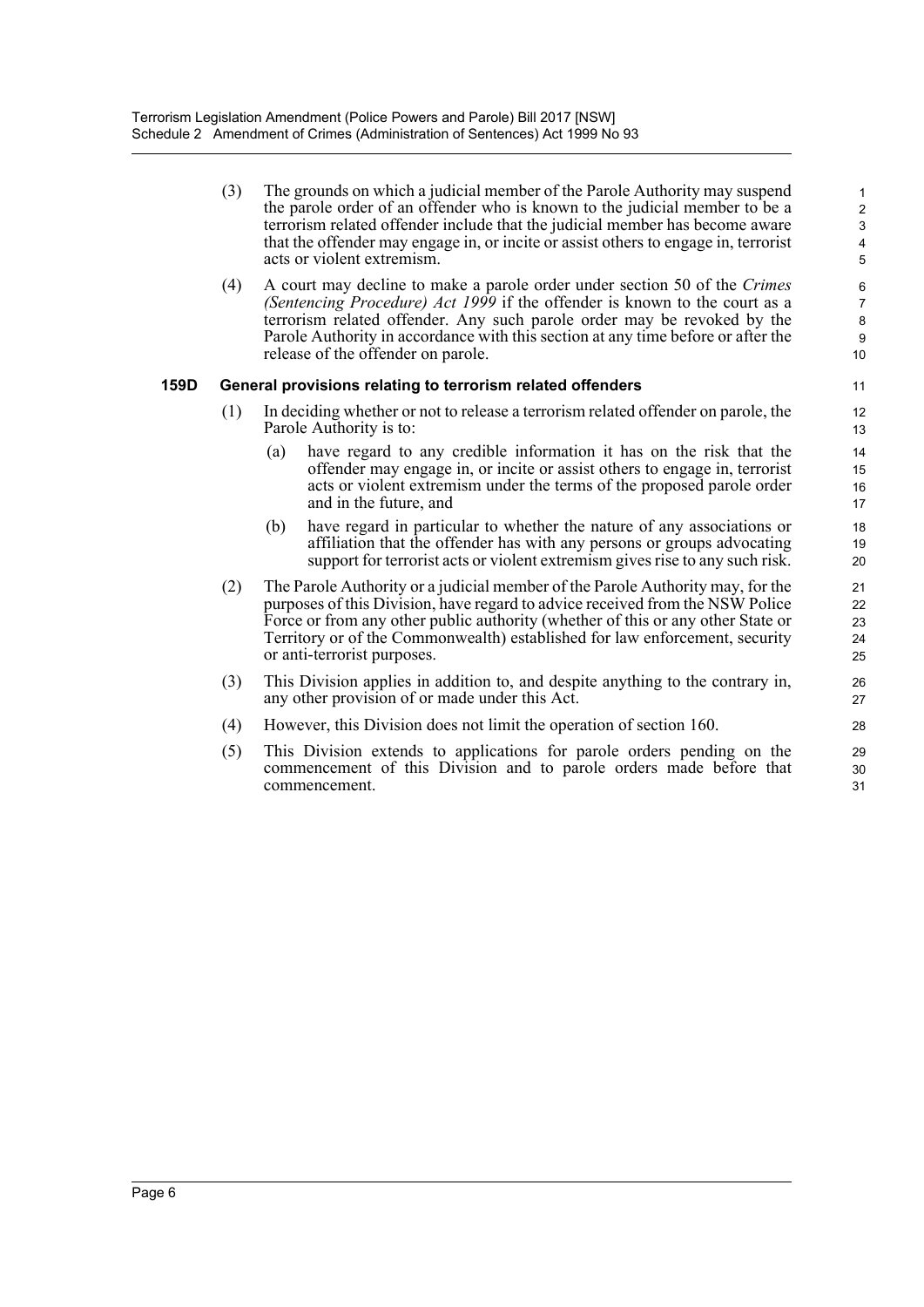(3) The grounds on which a judicial member of the Parole Authority may suspend the parole order of an offender who is known to the judicial member to be a terrorism related offender include that the judicial member has become aware that the offender may engage in, or incite or assist others to engage in, terrorist acts or violent extremism.

(4) A court may decline to make a parole order under section 50 of the *Crimes (Sentencing Procedure) Act 1999* if the offender is known to the court as a terrorism related offender. Any such parole order may be revoked by the Parole Authority in accordance with this section at any time before or after the release of the offender on parole.

**159D General provisions relating to terrorism related offenders**

(1) In deciding whether or not to release a terrorism related offender on parole, the Parole Authority is to:

(a) have regard to any credible information it has on the risk that the offender may engage in, or incite or assist others to engage in, terrorist acts or violent extremism under the terms of the proposed parole order and in the future, and

(b) have regard in particular to whether the nature of any associations or affiliation that the offender has with any persons or groups advocating support for terrorist acts or violent extremism gives rise to any such risk.

(2) The Parole Authority or a judicial member of the Parole Authority may, for the purposes of this Division, have regard to advice received from the NSW Police Force or from any other public authority (whether of this or any other State or Territory or of the Commonwealth) established for law enforcement, security or anti-terrorist purposes.

(3) This Division applies in addition to, and despite anything to the contrary in, any other provision of or made under this Act.

(4) However, this Division does not limit the operation of section 160.

(5) This Division extends to applications for parole orders pending on the commencement of this Division and to parole orders made before that commencement.